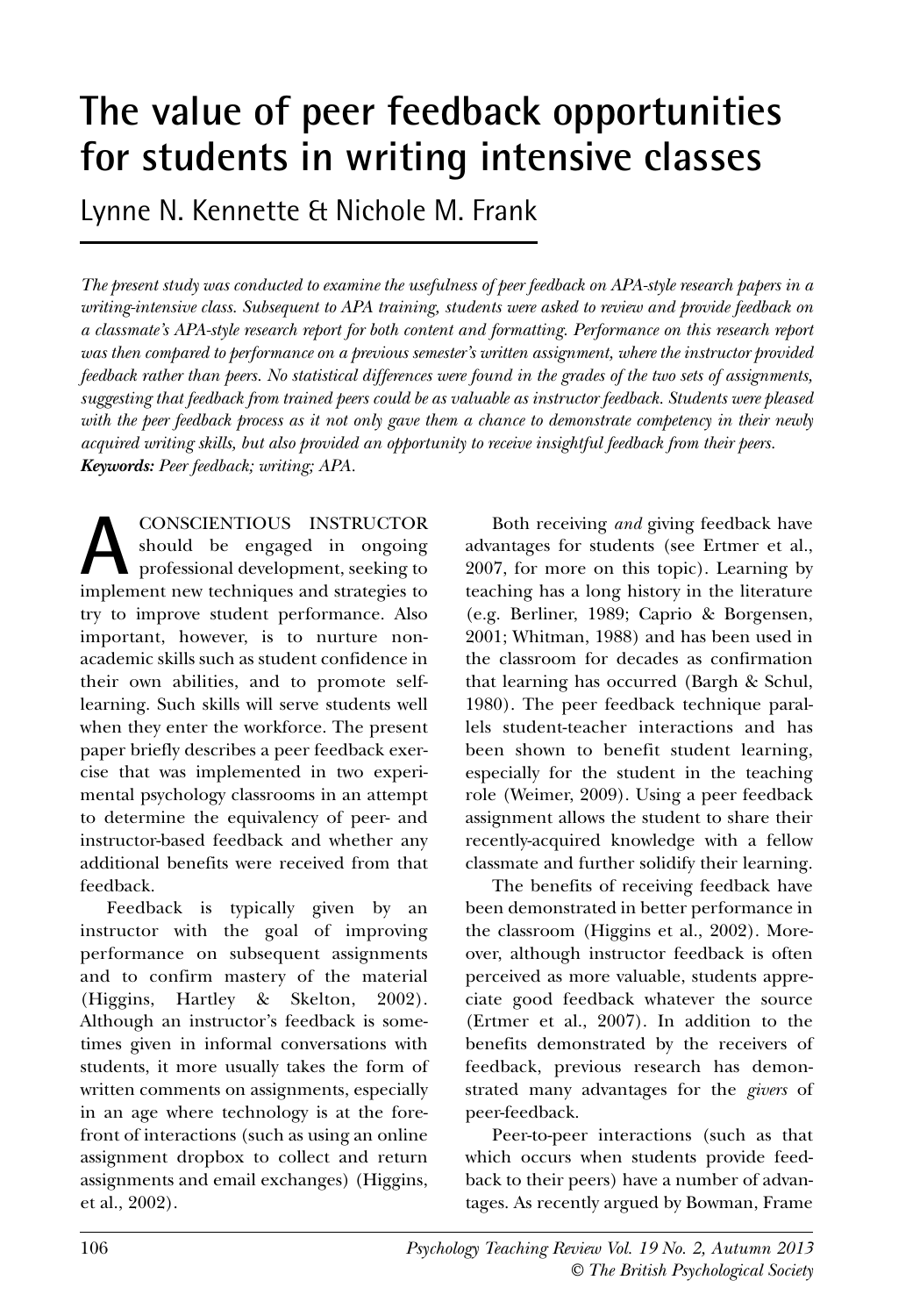# The value of peer feedback opportunities for students in writing intensive classes

Lynne N. Kennette & Nichole M. Frank

*The present study was conducted to examine the usefulness of peer feedback on APA-style research papers in a writing-intensive class. Subsequent to APA training, students were asked to review and provide feedback on a classmate's APA-style research report for both content and formatting. Performance on this research report was then compared to performance on a previous semester's written assignment, where the instructor provided feedback rather than peers. No statistical differences were found in the grades of the two sets of assignments, suggesting that feedback from trained peers could be as valuable as instructor feedback. Students were pleased with the peer feedback process as it not only gave them a chance to demonstrate competency in their newly acquired writing skills, but also provided an opportunity to receive insightful feedback from their peers.*
***Keywords:*** *Peer feedback; writing; APA.*

A CONSCIENTIOUS INSTRUCTOR should be engaged in ongoing professional development, seeking to implement new techniques and strategies to try to improve student performance. Also important, however, is to nurture non-academic skills such as student confidence in their own abilities, and to promote self-learning. Such skills will serve students well when they enter the workforce. The present paper briefly describes a peer feedback exercise that was implemented in two experimental psychology classrooms in an attempt to determine the equivalency of peer- and instructor-based feedback and whether any additional benefits were received from that feedback.

Feedback is typically given by an instructor with the goal of improving performance on subsequent assignments and to confirm mastery of the material (Higgins, Hartley & Skelton, 2002). Although an instructor's feedback is sometimes given in informal conversations with students, it more usually takes the form of written comments on assignments, especially in an age where technology is at the forefront of interactions (such as using an online assignment dropbox to collect and return assignments and email exchanges) (Higgins, et al., 2002).

Both receiving *and* giving feedback have advantages for students (see Ertmer et al., 2007, for more on this topic). Learning by teaching has a long history in the literature (e.g. Berliner, 1989; Caprio & Borgensen, 2001; Whitman, 1988) and has been used in the classroom for decades as confirmation that learning has occurred (Bargh & Schul, 1980). The peer feedback technique parallels student-teacher interactions and has been shown to benefit student learning, especially for the student in the teaching role (Weimer, 2009). Using a peer feedback assignment allows the student to share their recently-acquired knowledge with a fellow classmate and further solidify their learning.

The benefits of receiving feedback have been demonstrated in better performance in the classroom (Higgins et al., 2002). Moreover, although instructor feedback is often perceived as more valuable, students appreciate good feedback whatever the source (Ertmer et al., 2007). In addition to the benefits demonstrated by the receivers of feedback, previous research has demonstrated many advantages for the *givers* of peer-feedback.

Peer-to-peer interactions (such as that which occurs when students provide feedback to their peers) have a number of advantages. As recently argued by Bowman, Frame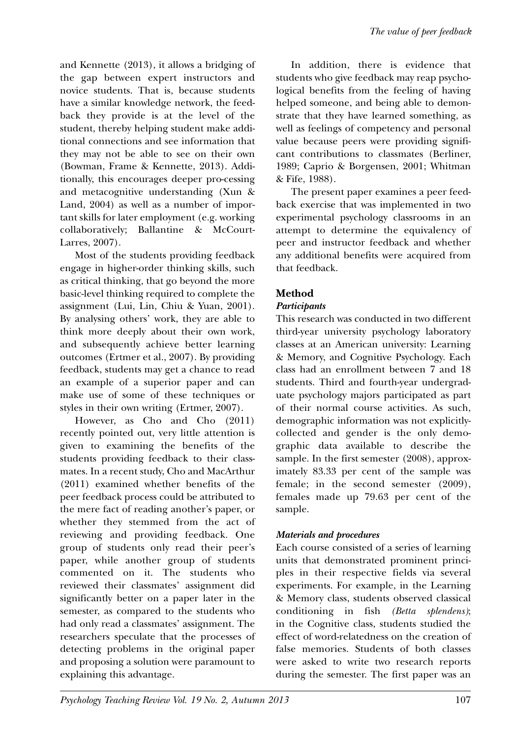and Kennette (2013), it allows a bridging of the gap between expert instructors and novice students. That is, because students have a similar knowledge network, the feedback they provide is at the level of the student, thereby helping student make additional connections and see information that they may not be able to see on their own (Bowman, Frame & Kennette, 2013). Additionally, this encourages deeper pro-cessing and metacognitive understanding (Xun & Land, 2004) as well as a number of important skills for later employment (e.g. working collaboratively; Ballantine & McCourt-Larres, 2007).

Most of the students providing feedback engage in higher-order thinking skills, such as critical thinking, that go beyond the more basic-level thinking required to complete the assignment (Lui, Lin, Chiu & Yuan, 2001). By analysing others' work, they are able to think more deeply about their own work, and subsequently achieve better learning outcomes (Ertmer et al., 2007). By providing feedback, students may get a chance to read an example of a superior paper and can make use of some of these techniques or styles in their own writing (Ertmer, 2007).

However, as Cho and Cho (2011) recently pointed out, very little attention is given to examining the benefits of the students providing feedback to their classmates. In a recent study, Cho and MacArthur (2011) examined whether benefits of the peer feedback process could be attributed to the mere fact of reading another's paper, or whether they stemmed from the act of reviewing and providing feedback. One group of students only read their peer's paper, while another group of students commented on it. The students who reviewed their classmates' assignment did significantly better on a paper later in the semester, as compared to the students who had only read a classmates' assignment. The researchers speculate that the processes of detecting problems in the original paper and proposing a solution were paramount to explaining this advantage.

In addition, there is evidence that students who give feedback may reap psychological benefits from the feeling of having helped someone, and being able to demonstrate that they have learned something, as well as feelings of competency and personal value because peers were providing significant contributions to classmates (Berliner, 1989; Caprio & Borgensen, 2001; Whitman & Fife, 1988).

The present paper examines a peer feedback exercise that was implemented in two experimental psychology classrooms in an attempt to determine the equivalency of peer and instructor feedback and whether any additional benefits were acquired from that feedback.

## Method

### *Participants*

This research was conducted in two different third-year university psychology laboratory classes at an American university: Learning & Memory, and Cognitive Psychology. Each class had an enrollment between 7 and 18 students. Third and fourth-year undergraduate psychology majors participated as part of their normal course activities. As such, demographic information was not explicitly-collected and gender is the only demographic data available to describe the sample. In the first semester (2008), approximately 83.33 per cent of the sample was female; in the second semester (2009), females made up 79.63 per cent of the sample.

### *Materials and procedures*

Each course consisted of a series of learning units that demonstrated prominent principles in their respective fields via several experiments. For example, in the Learning & Memory class, students observed classical conditioning in fish *(Betta splendens)*; in the Cognitive class, students studied the effect of word-relatedness on the creation of false memories. Students of both classes were asked to write two research reports during the semester. The first paper was an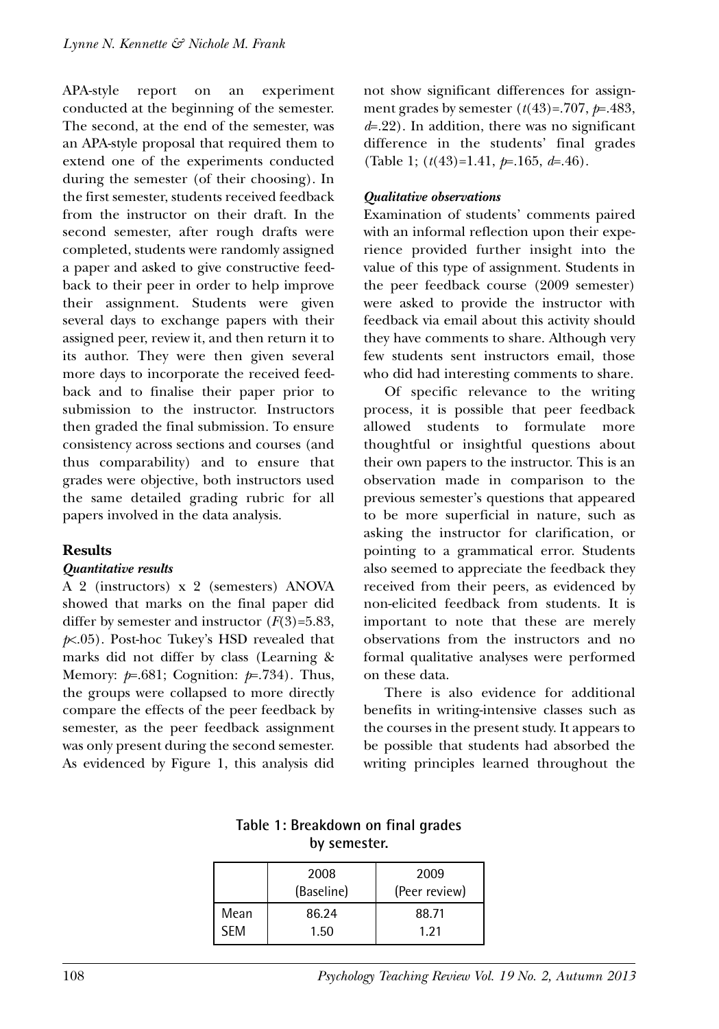APA-style report on an experiment conducted at the beginning of the semester. The second, at the end of the semester, was an APA-style proposal that required them to extend one of the experiments conducted during the semester (of their choosing). In the first semester, students received feedback from the instructor on their draft. In the second semester, after rough drafts were completed, students were randomly assigned a paper and asked to give constructive feedback to their peer in order to help improve their assignment. Students were given several days to exchange papers with their assigned peer, review it, and then return it to its author. They were then given several more days to incorporate the received feedback and to finalise their paper prior to submission to the instructor. Instructors then graded the final submission. To ensure consistency across sections and courses (and thus comparability) and to ensure that grades were objective, both instructors used the same detailed grading rubric for all papers involved in the data analysis.

## Results

### *Quantitative results*

A 2 (instructors) x 2 (semesters) ANOVA showed that marks on the final paper did differ by semester and instructor ($F(3)=5.83$, $p<.05$). Post-hoc Tukey's HSD revealed that marks did not differ by class (Learning & Memory: $p=.681$; Cognition: $p=.734$). Thus, the groups were collapsed to more directly compare the effects of the peer feedback by semester, as the peer feedback assignment was only present during the second semester. As evidenced by Figure 1, this analysis did not show significant differences for assignment grades by semester ($t(43)=.707$, $p=.483$, $d=.22$). In addition, there was no significant difference in the students' final grades (Table 1; ($t(43)=1.41$, $p=.165$, $d=.46$).

### *Qualitative observations*

Examination of students' comments paired with an informal reflection upon their experience provided further insight into the value of this type of assignment. Students in the peer feedback course (2009 semester) were asked to provide the instructor with feedback via email about this activity should they have comments to share. Although very few students sent instructors email, those who did had interesting comments to share.

Of specific relevance to the writing process, it is possible that peer feedback allowed students to formulate more thoughtful or insightful questions about their own papers to the instructor. This is an observation made in comparison to the previous semester's questions that appeared to be more superficial in nature, such as asking the instructor for clarification, or pointing to a grammatical error. Students also seemed to appreciate the feedback they received from their peers, as evidenced by non-elicited feedback from students. It is important to note that these are merely observations from the instructors and no formal qualitative analyses were performed on these data.

There is also evidence for additional benefits in writing-intensive classes such as the courses in the present study. It appears to be possible that students had absorbed the writing principles learned throughout the

**Table 1: Breakdown on final grades by semester.**

| | 2008 (Baseline) | 2009 (Peer review) |
|---|---|---|
| Mean | 86.24 | 88.71 |
| SEM | 1.50 | 1.21 |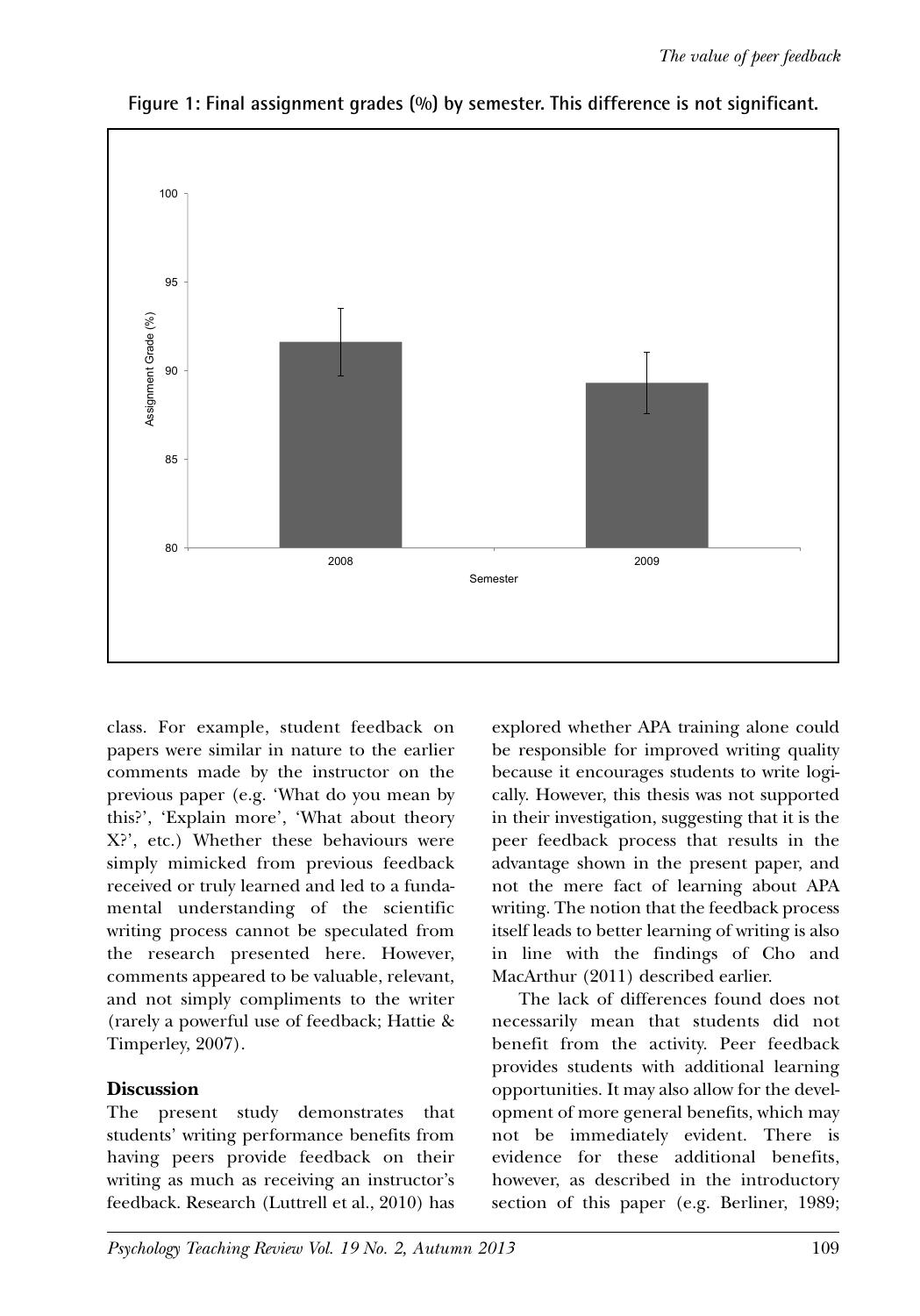**Figure 1: Final assignment grades (%) by semester. This difference is not significant.**

class. For example, student feedback on papers were similar in nature to the earlier comments made by the instructor on the previous paper (e.g. 'What do you mean by this?', 'Explain more', 'What about theory X?', etc.) Whether these behaviours were simply mimicked from previous feedback received or truly learned and led to a fundamental understanding of the scientific writing process cannot be speculated from the research presented here. However, comments appeared to be valuable, relevant, and not simply compliments to the writer (rarely a powerful use of feedback; Hattie & Timperley, 2007).

## Discussion

The present study demonstrates that students' writing performance benefits from having peers provide feedback on their writing as much as receiving an instructor's feedback. Research (Luttrell et al., 2010) has explored whether APA training alone could be responsible for improved writing quality because it encourages students to write logically. However, this thesis was not supported in their investigation, suggesting that it is the peer feedback process that results in the advantage shown in the present paper, and not the mere fact of learning about APA writing. The notion that the feedback process itself leads to better learning of writing is also in line with the findings of Cho and MacArthur (2011) described earlier.

The lack of differences found does not necessarily mean that students did not benefit from the activity. Peer feedback provides students with additional learning opportunities. It may also allow for the development of more general benefits, which may not be immediately evident. There is evidence for these additional benefits, however, as described in the introductory section of this paper (e.g. Berliner, 1989;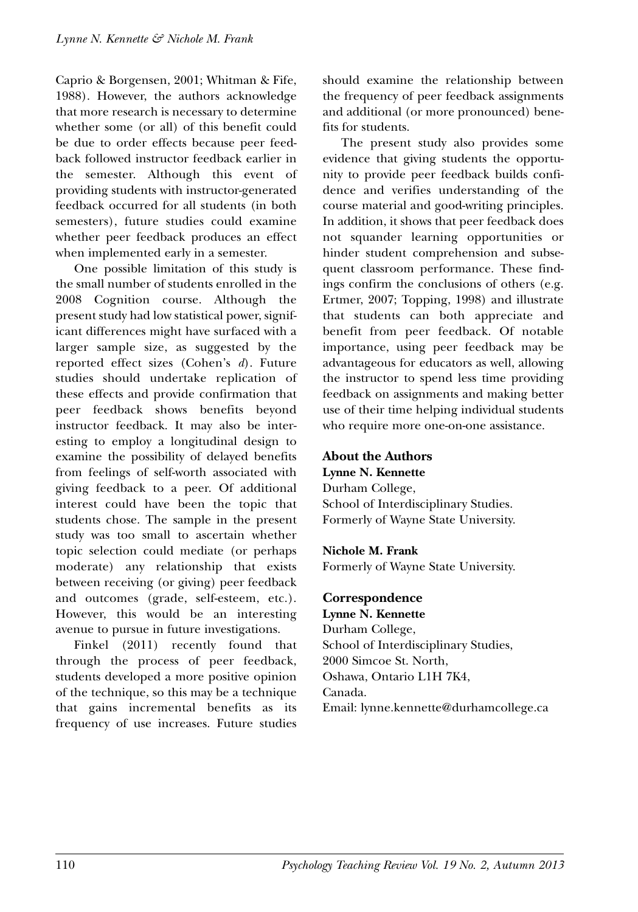Caprio & Borgensen, 2001; Whitman & Fife, 1988). However, the authors acknowledge that more research is necessary to determine whether some (or all) of this benefit could be due to order effects because peer feedback followed instructor feedback earlier in the semester. Although this event of providing students with instructor-generated feedback occurred for all students (in both semesters), future studies could examine whether peer feedback produces an effect when implemented early in a semester.

One possible limitation of this study is the small number of students enrolled in the 2008 Cognition course. Although the present study had low statistical power, significant differences might have surfaced with a larger sample size, as suggested by the reported effect sizes (Cohen's *d*). Future studies should undertake replication of these effects and provide confirmation that peer feedback shows benefits beyond instructor feedback. It may also be interesting to employ a longitudinal design to examine the possibility of delayed benefits from feelings of self-worth associated with giving feedback to a peer. Of additional interest could have been the topic that students chose. The sample in the present study was too small to ascertain whether topic selection could mediate (or perhaps moderate) any relationship that exists between receiving (or giving) peer feedback and outcomes (grade, self-esteem, etc.). However, this would be an interesting avenue to pursue in future investigations.

Finkel (2011) recently found that through the process of peer feedback, students developed a more positive opinion of the technique, so this may be a technique that gains incremental benefits as its frequency of use increases. Future studies should examine the relationship between the frequency of peer feedback assignments and additional (or more pronounced) benefits for students.

The present study also provides some evidence that giving students the opportunity to provide peer feedback builds confidence and verifies understanding of the course material and good-writing principles. In addition, it shows that peer feedback does not squander learning opportunities or hinder student comprehension and subsequent classroom performance. These findings confirm the conclusions of others (e.g. Ertmer, 2007; Topping, 1998) and illustrate that students can both appreciate and benefit from peer feedback. Of notable importance, using peer feedback may be advantageous for educators as well, allowing the instructor to spend less time providing feedback on assignments and making better use of their time helping individual students who require more one-on-one assistance.

## About the Authors

**Lynne N. Kennette**
Durham College,
School of Interdisciplinary Studies.
Formerly of Wayne State University.

**Nichole M. Frank**
Formerly of Wayne State University.

## Correspondence

**Lynne N. Kennette**
Durham College,
School of Interdisciplinary Studies,
2000 Simcoe St. North,
Oshawa, Ontario L1H 7K4,
Canada.
Email: lynne.kennette@durhamcollege.ca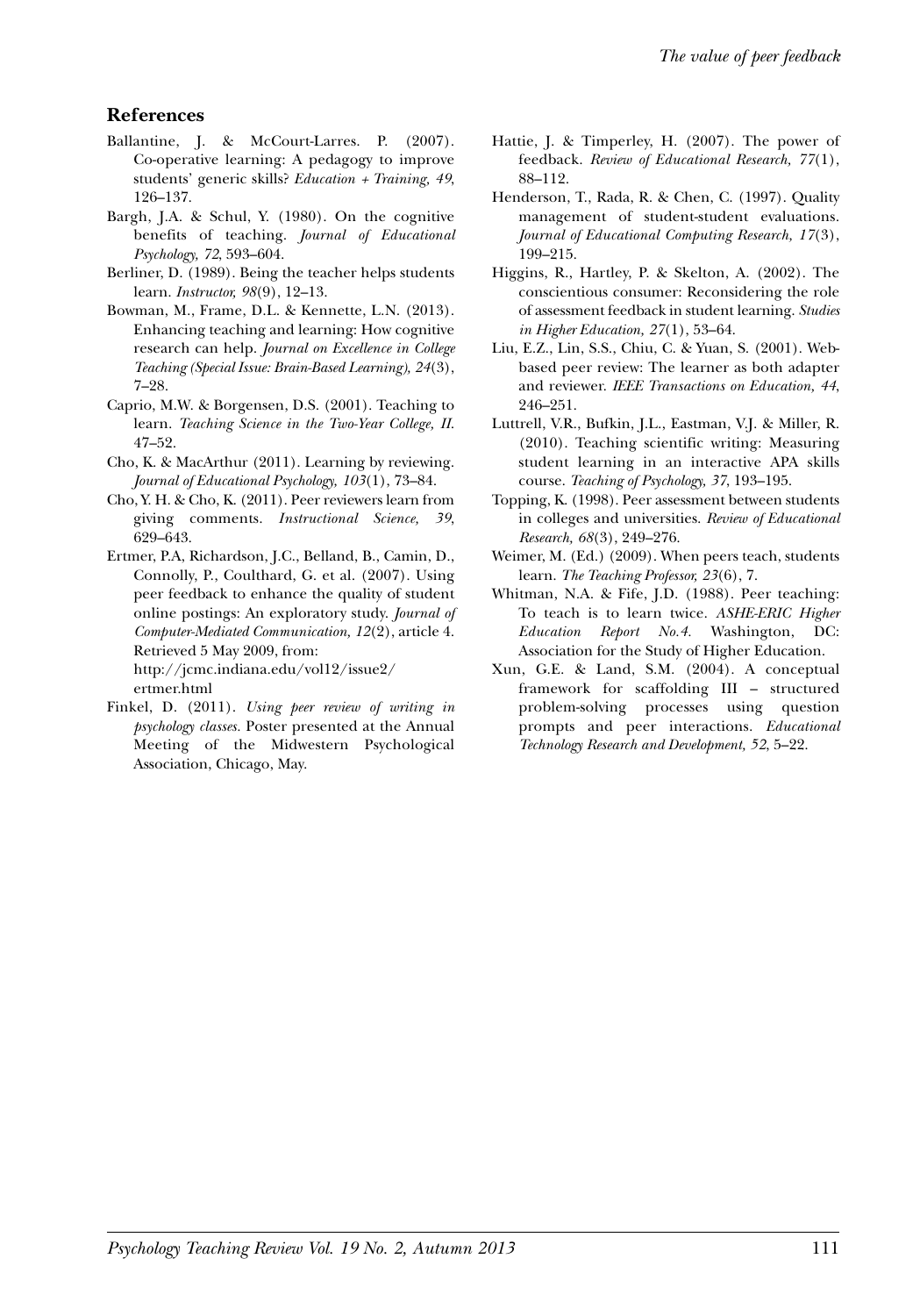## References

Ballantine, J. & McCourt-Larres. P. (2007). Co-operative learning: A pedagogy to improve students' generic skills? *Education + Training, 49*, 126–137.

Bargh, J.A. & Schul, Y. (1980). On the cognitive benefits of teaching. *Journal of Educational Psychology, 72*, 593–604.

Berliner, D. (1989). Being the teacher helps students learn. *Instructor, 98*(9), 12–13.

Bowman, M., Frame, D.L. & Kennette, L.N. (2013). Enhancing teaching and learning: How cognitive research can help. *Journal on Excellence in College Teaching (Special Issue: Brain-Based Learning), 24*(3), 7–28.

Caprio, M.W. & Borgensen, D.S. (2001). Teaching to learn. *Teaching Science in the Two-Year College, II.* 47–52.

Cho, K. & MacArthur (2011). Learning by reviewing. *Journal of Educational Psychology, 103*(1), 73–84.

Cho, Y. H. & Cho, K. (2011). Peer reviewers learn from giving comments. *Instructional Science, 39*, 629–643.

Ertmer, P.A, Richardson, J.C., Belland, B., Camin, D., Connolly, P., Coulthard, G. et al. (2007). Using peer feedback to enhance the quality of student online postings: An exploratory study. *Journal of Computer-Mediated Communication, 12*(2), article 4. Retrieved 5 May 2009, from: http://jcmc.indiana.edu/vol12/issue2/ertmer.html

Finkel, D. (2011). *Using peer review of writing in psychology classes.* Poster presented at the Annual Meeting of the Midwestern Psychological Association, Chicago, May.

Hattie, J. & Timperley, H. (2007). The power of feedback. *Review of Educational Research, 77*(1), 88–112.

Henderson, T., Rada, R. & Chen, C. (1997). Quality management of student-student evaluations. *Journal of Educational Computing Research, 17*(3), 199–215.

Higgins, R., Hartley, P. & Skelton, A. (2002). The conscientious consumer: Reconsidering the role of assessment feedback in student learning. *Studies in Higher Education, 27*(1), 53–64.

Liu, E.Z., Lin, S.S., Chiu, C. & Yuan, S. (2001). Web-based peer review: The learner as both adapter and reviewer. *IEEE Transactions on Education, 44*, 246–251.

Luttrell, V.R., Bufkin, J.L., Eastman, V.J. & Miller, R. (2010). Teaching scientific writing: Measuring student learning in an interactive APA skills course. *Teaching of Psychology, 37*, 193–195.

Topping, K. (1998). Peer assessment between students in colleges and universities. *Review of Educational Research, 68*(3), 249–276.

Weimer, M. (Ed.) (2009). When peers teach, students learn. *The Teaching Professor, 23*(6), 7.

Whitman, N.A. & Fife, J.D. (1988). Peer teaching: To teach is to learn twice. *ASHE-ERIC Higher Education Report No.4.* Washington, DC: Association for the Study of Higher Education.

Xun, G.E. & Land, S.M. (2004). A conceptual framework for scaffolding III – structured problem-solving processes using question prompts and peer interactions. *Educational Technology Research and Development, 52*, 5–22.